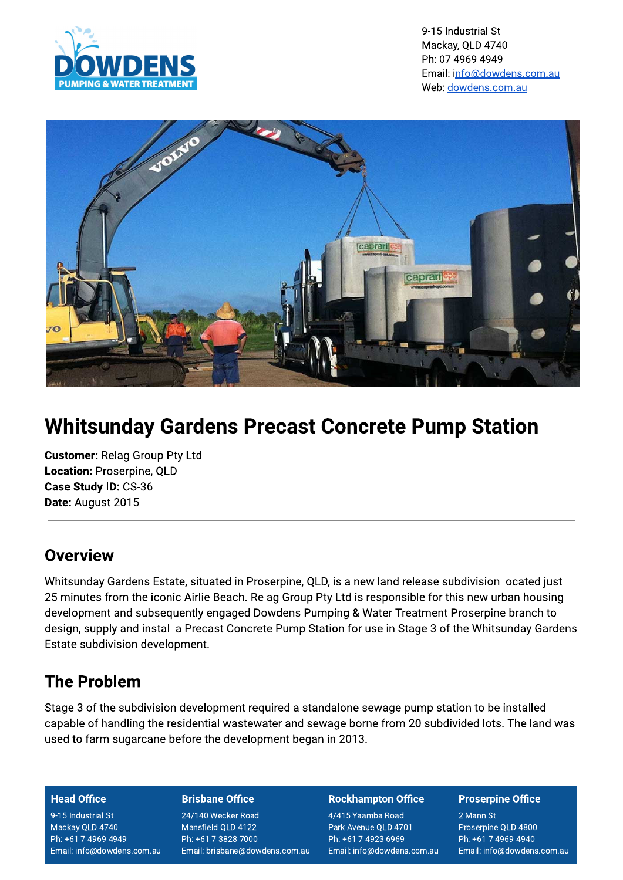9-15 Industrial St
Mackay, QLD 4740
Ph: 07 4969 4949
Email: info@dowdens.com.au
Web: dowdens.com.au

# Whitsunday Gardens Precast Concrete Pump Station

**Customer:** Relag Group Pty Ltd
**Location:** Proserpine, QLD
**Case Study ID:** CS-36
**Date:** August 2015

---

## Overview

Whitsunday Gardens Estate, situated in Proserpine, QLD, is a new land release subdivision located just 25 minutes from the iconic Airlie Beach. Relag Group Pty Ltd is responsible for this new urban housing development and subsequently engaged Dowdens Pumping & Water Treatment Proserpine branch to design, supply and install a Precast Concrete Pump Station for use in Stage 3 of the Whitsunday Gardens Estate subdivision development.

## The Problem

Stage 3 of the subdivision development required a standalone sewage pump station to be installed capable of handling the residential wastewater and sewage borne from 20 subdivided lots. The land was used to farm sugarcane before the development began in 2013.

| Head Office | Brisbane Office | Rockhampton Office | Proserpine Office |
|---|---|---|---|
| 9-15 Industrial St | 24/140 Wecker Road | 4/415 Yaamba Road | 2 Mann St |
| Mackay QLD 4740 | Mansfield QLD 4122 | Park Avenue QLD 4701 | Proserpine QLD 4800 |
| Ph: +61 7 4969 4949 | Ph: +61 7 3828 7000 | Ph: +61 7 4923 6969 | Ph: +61 7 4969 4940 |
| Email: info@dowdens.com.au | Email: brisbane@dowdens.com.au | Email: info@dowdens.com.au | Email: info@dowdens.com.au |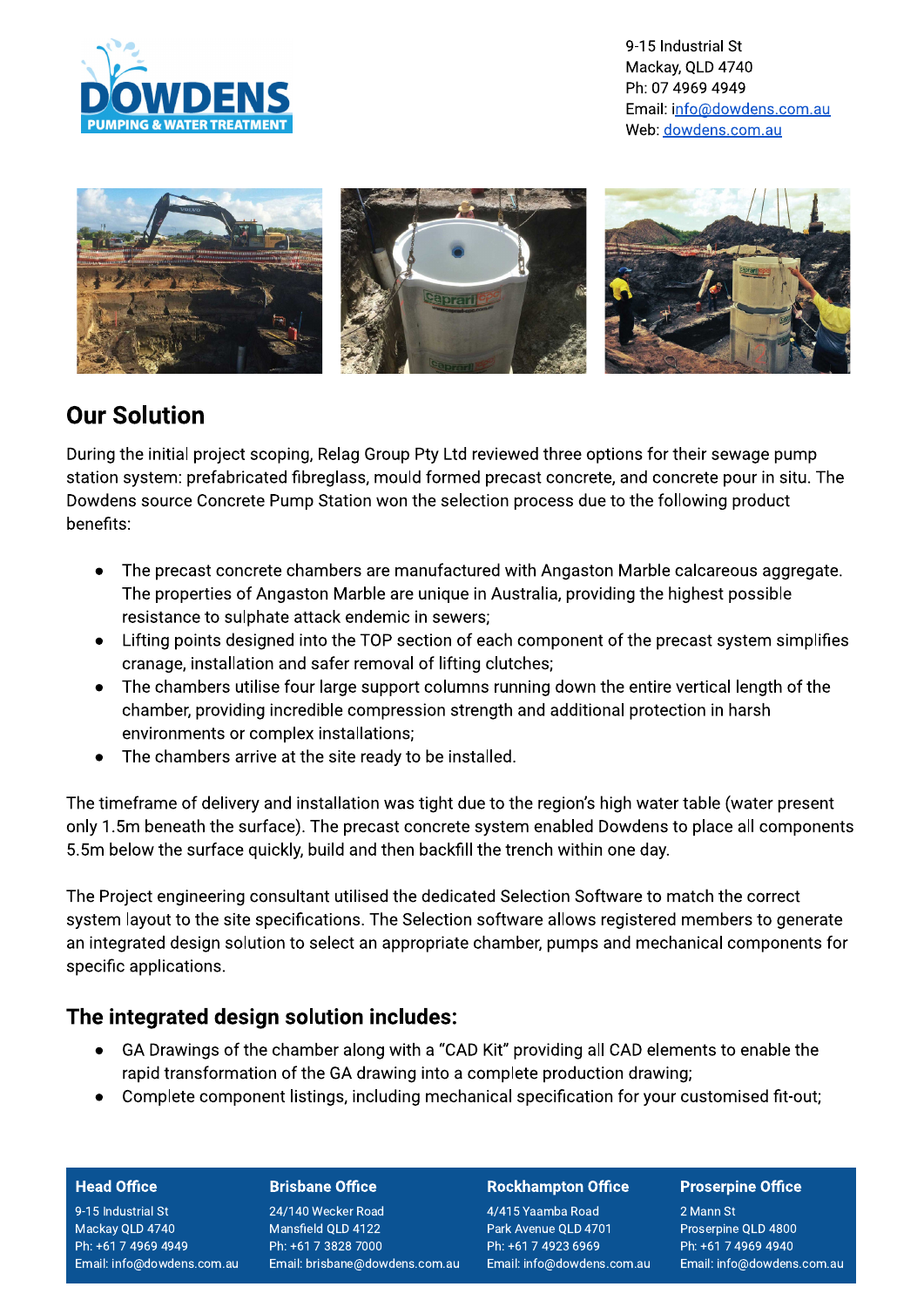9-15 Industrial St
Mackay, QLD 4740
Ph: 07 4969 4949
Email: info@dowdens.com.au
Web: dowdens.com.au

## Our Solution

During the initial project scoping, Relag Group Pty Ltd reviewed three options for their sewage pump station system: prefabricated fibreglass, mould formed precast concrete, and concrete pour in situ. The Dowdens source Concrete Pump Station won the selection process due to the following product benefits:

- The precast concrete chambers are manufactured with Angaston Marble calcareous aggregate. The properties of Angaston Marble are unique in Australia, providing the highest possible resistance to sulphate attack endemic in sewers;
- Lifting points designed into the TOP section of each component of the precast system simplifies cranage, installation and safer removal of lifting clutches;
- The chambers utilise four large support columns running down the entire vertical length of the chamber, providing incredible compression strength and additional protection in harsh environments or complex installations;
- The chambers arrive at the site ready to be installed.

The timeframe of delivery and installation was tight due to the region's high water table (water present only 1.5m beneath the surface). The precast concrete system enabled Dowdens to place all components 5.5m below the surface quickly, build and then backfill the trench within one day.

The Project engineering consultant utilised the dedicated Selection Software to match the correct system layout to the site specifications. The Selection software allows registered members to generate an integrated design solution to select an appropriate chamber, pumps and mechanical components for specific applications.

### The integrated design solution includes:

- GA Drawings of the chamber along with a "CAD Kit" providing all CAD elements to enable the rapid transformation of the GA drawing into a complete production drawing;
- Complete component listings, including mechanical specification for your customised fit-out;

| Head Office | Brisbane Office | Rockhampton Office | Proserpine Office |
| --- | --- | --- | --- |
| 9-15 Industrial St | 24/140 Wecker Road | 4/415 Yaamba Road | 2 Mann St |
| Mackay QLD 4740 | Mansfield QLD 4122 | Park Avenue QLD 4701 | Proserpine QLD 4800 |
| Ph: +61 7 4969 4949 | Ph: +61 7 3828 7000 | Ph: +61 7 4923 6969 | Ph: +61 7 4969 4940 |
| Email: info@dowdens.com.au | Email: brisbane@dowdens.com.au | Email: info@dowdens.com.au | Email: info@dowdens.com.au |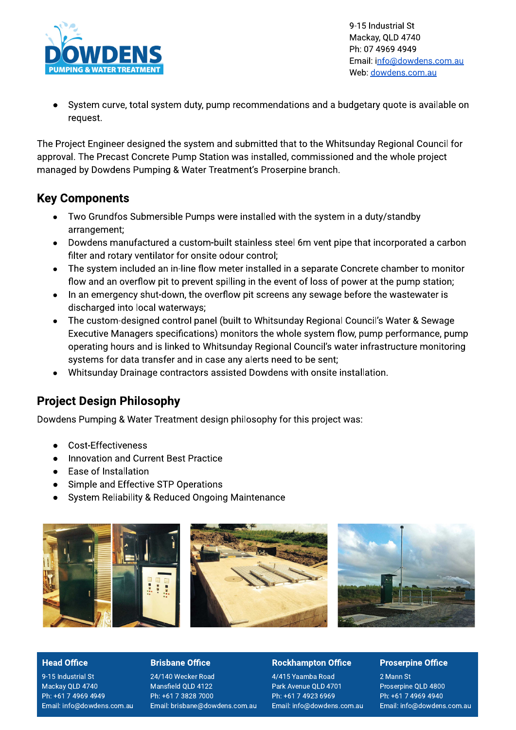- System curve, total system duty, pump recommendations and a budgetary quote is available on request.

The Project Engineer designed the system and submitted that to the Whitsunday Regional Council for approval. The Precast Concrete Pump Station was installed, commissioned and the whole project managed by Dowdens Pumping & Water Treatment's Proserpine branch.

## Key Components

- Two Grundfos Submersible Pumps were installed with the system in a duty/standby arrangement;
- Dowdens manufactured a custom-built stainless steel 6m vent pipe that incorporated a carbon filter and rotary ventilator for onsite odour control;
- The system included an in-line flow meter installed in a separate Concrete chamber to monitor flow and an overflow pit to prevent spilling in the event of loss of power at the pump station;
- In an emergency shut-down, the overflow pit screens any sewage before the wastewater is discharged into local waterways;
- The custom-designed control panel (built to Whitsunday Regional Council's Water & Sewage Executive Managers specifications) monitors the whole system flow, pump performance, pump operating hours and is linked to Whitsunday Regional Council's water infrastructure monitoring systems for data transfer and in case any alerts need to be sent;
- Whitsunday Drainage contractors assisted Dowdens with onsite installation.

## Project Design Philosophy

Dowdens Pumping & Water Treatment design philosophy for this project was:

- Cost-Effectiveness
- Innovation and Current Best Practice
- Ease of Installation
- Simple and Effective STP Operations
- System Reliability & Reduced Ongoing Maintenance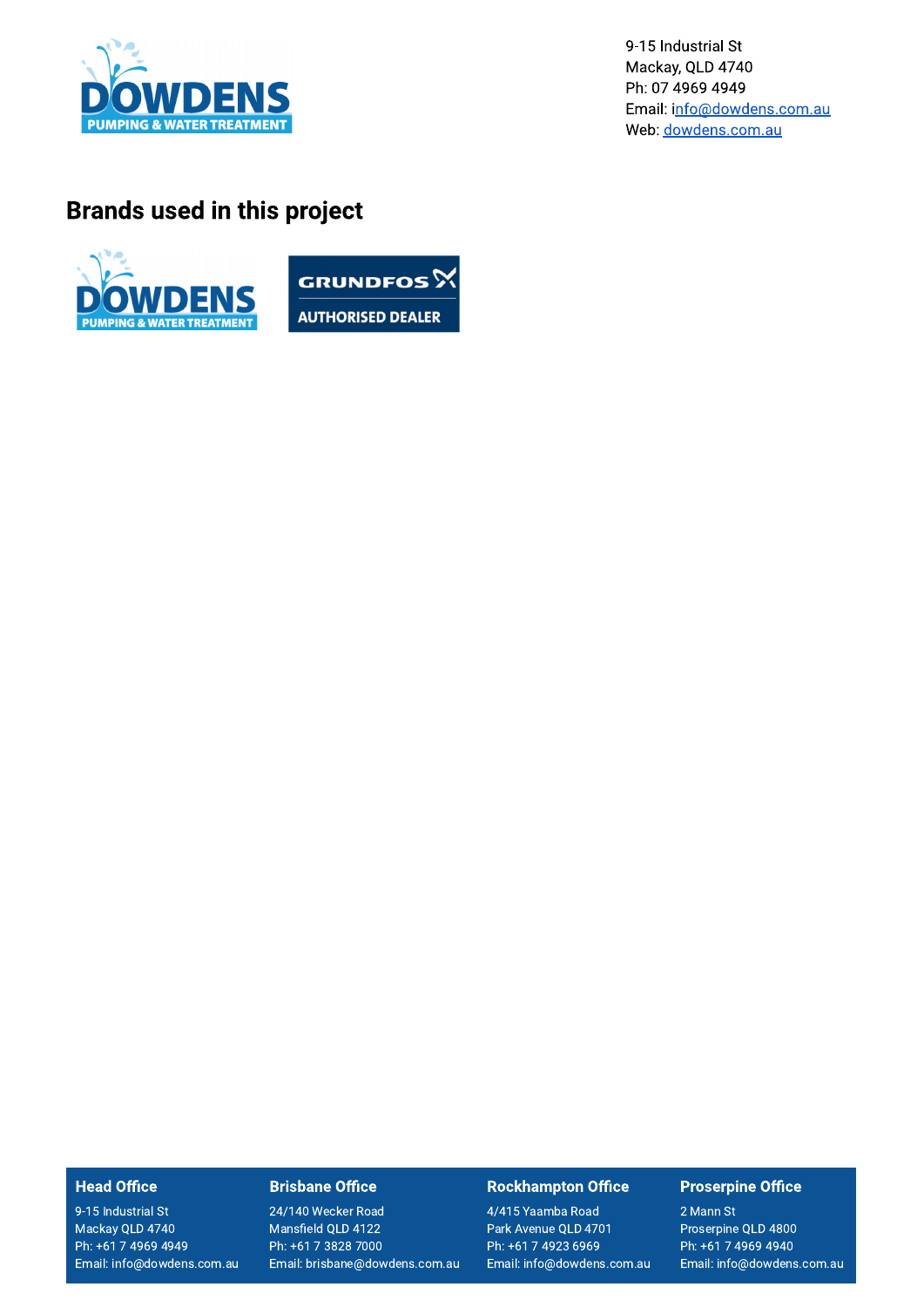9-15 Industrial St
Mackay, QLD 4740
Ph: 07 4969 4949
Email: info@dowdens.com.au
Web: dowdens.com.au

## Brands used in this project

**Head Office**
9-15 Industrial St
Mackay QLD 4740
Ph: +61 7 4969 4949
Email: info@dowdens.com.au

**Brisbane Office**
24/140 Wecker Road
Mansfield QLD 4122
Ph: +61 7 3828 7000
Email: brisbane@dowdens.com.au

**Rockhampton Office**
4/415 Yaamba Road
Park Avenue QLD 4701
Ph: +61 7 4923 6969
Email: info@dowdens.com.au

**Proserpine Office**
2 Mann St
Proserpine QLD 4800
Ph: +61 7 4969 4940
Email: info@dowdens.com.au